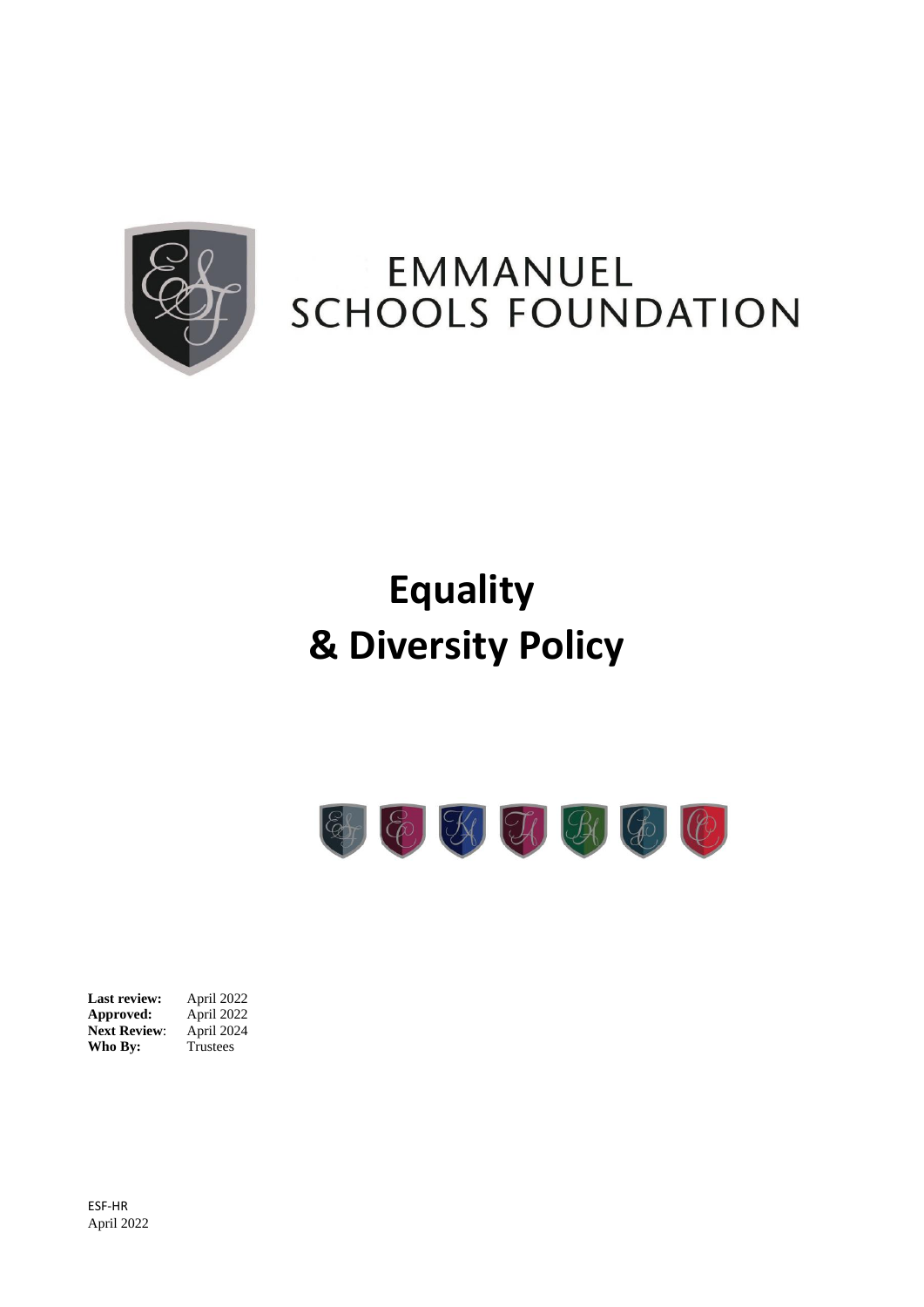EMMANUEL
SCHOOLS FOUNDATION

# Equality & Diversity Policy

| | |
|---|---|
| **Last review:** | April 2022 |
| **Approved:** | April 2022 |
| **Next Review**: | April 2024 |
| **Who By:** | Trustees |

ESF-HR
April 2022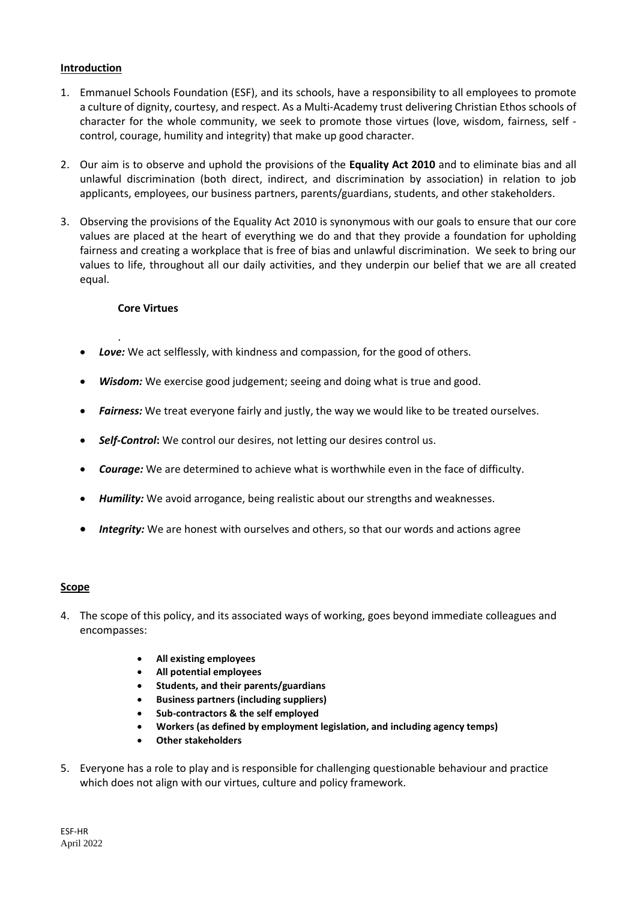## Introduction

1. Emmanuel Schools Foundation (ESF), and its schools, have a responsibility to all employees to promote a culture of dignity, courtesy, and respect. As a Multi-Academy trust delivering Christian Ethos schools of character for the whole community, we seek to promote those virtues (love, wisdom, fairness, self - control, courage, humility and integrity) that make up good character.

2. Our aim is to observe and uphold the provisions of the **Equality Act 2010** and to eliminate bias and all unlawful discrimination (both direct, indirect, and discrimination by association) in relation to job applicants, employees, our business partners, parents/guardians, students, and other stakeholders.

3. Observing the provisions of the Equality Act 2010 is synonymous with our goals to ensure that our core values are placed at the heart of everything we do and that they provide a foundation for upholding fairness and creating a workplace that is free of bias and unlawful discrimination. We seek to bring our values to life, throughout all our daily activities, and they underpin our belief that we are all created equal.

### Core Virtues

- ***Love:*** We act selflessly, with kindness and compassion, for the good of others.
- ***Wisdom:*** We exercise good judgement; seeing and doing what is true and good.
- ***Fairness:*** We treat everyone fairly and justly, the way we would like to be treated ourselves.
- ***Self-Control*:** We control our desires, not letting our desires control us.
- ***Courage:*** We are determined to achieve what is worthwhile even in the face of difficulty.
- ***Humility:*** We avoid arrogance, being realistic about our strengths and weaknesses.
- ***Integrity:*** We are honest with ourselves and others, so that our words and actions agree

## Scope

4. The scope of this policy, and its associated ways of working, goes beyond immediate colleagues and encompasses:

   - **All existing employees**
   - **All potential employees**
   - **Students, and their parents/guardians**
   - **Business partners (including suppliers)**
   - **Sub-contractors & the self employed**
   - **Workers (as defined by employment legislation, and including agency temps)**
   - **Other stakeholders**

5. Everyone has a role to play and is responsible for challenging questionable behaviour and practice which does not align with our virtues, culture and policy framework.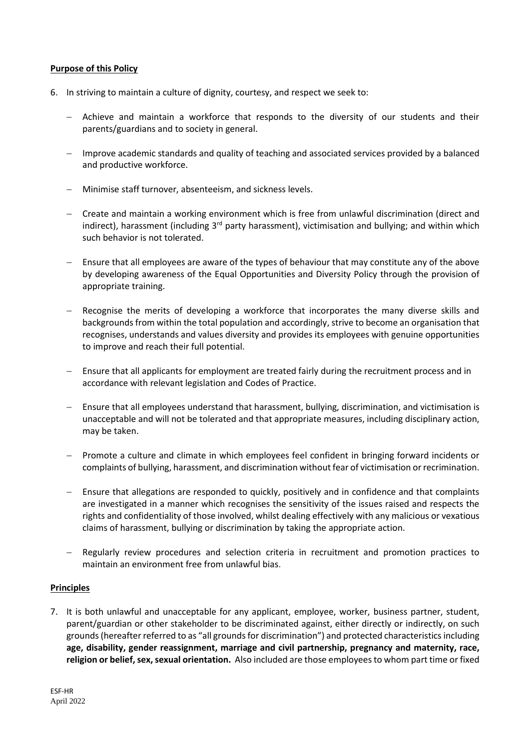**Purpose of this Policy**

6. In striving to maintain a culture of dignity, courtesy, and respect we seek to:

   - Achieve and maintain a workforce that responds to the diversity of our students and their parents/guardians and to society in general.

   - Improve academic standards and quality of teaching and associated services provided by a balanced and productive workforce.

   - Minimise staff turnover, absenteeism, and sickness levels.

   - Create and maintain a working environment which is free from unlawful discrimination (direct and indirect), harassment (including 3rd party harassment), victimisation and bullying; and within which such behavior is not tolerated.

   - Ensure that all employees are aware of the types of behaviour that may constitute any of the above by developing awareness of the Equal Opportunities and Diversity Policy through the provision of appropriate training.

   - Recognise the merits of developing a workforce that incorporates the many diverse skills and backgrounds from within the total population and accordingly, strive to become an organisation that recognises, understands and values diversity and provides its employees with genuine opportunities to improve and reach their full potential.

   - Ensure that all applicants for employment are treated fairly during the recruitment process and in accordance with relevant legislation and Codes of Practice.

   - Ensure that all employees understand that harassment, bullying, discrimination, and victimisation is unacceptable and will not be tolerated and that appropriate measures, including disciplinary action, may be taken.

   - Promote a culture and climate in which employees feel confident in bringing forward incidents or complaints of bullying, harassment, and discrimination without fear of victimisation or recrimination.

   - Ensure that allegations are responded to quickly, positively and in confidence and that complaints are investigated in a manner which recognises the sensitivity of the issues raised and respects the rights and confidentiality of those involved, whilst dealing effectively with any malicious or vexatious claims of harassment, bullying or discrimination by taking the appropriate action.

   - Regularly review procedures and selection criteria in recruitment and promotion practices to maintain an environment free from unlawful bias.

**Principles**

7. It is both unlawful and unacceptable for any applicant, employee, worker, business partner, student, parent/guardian or other stakeholder to be discriminated against, either directly or indirectly, on such grounds (hereafter referred to as "all grounds for discrimination") and protected characteristics including **age, disability, gender reassignment, marriage and civil partnership, pregnancy and maternity, race, religion or belief, sex, sexual orientation.** Also included are those employees to whom part time or fixed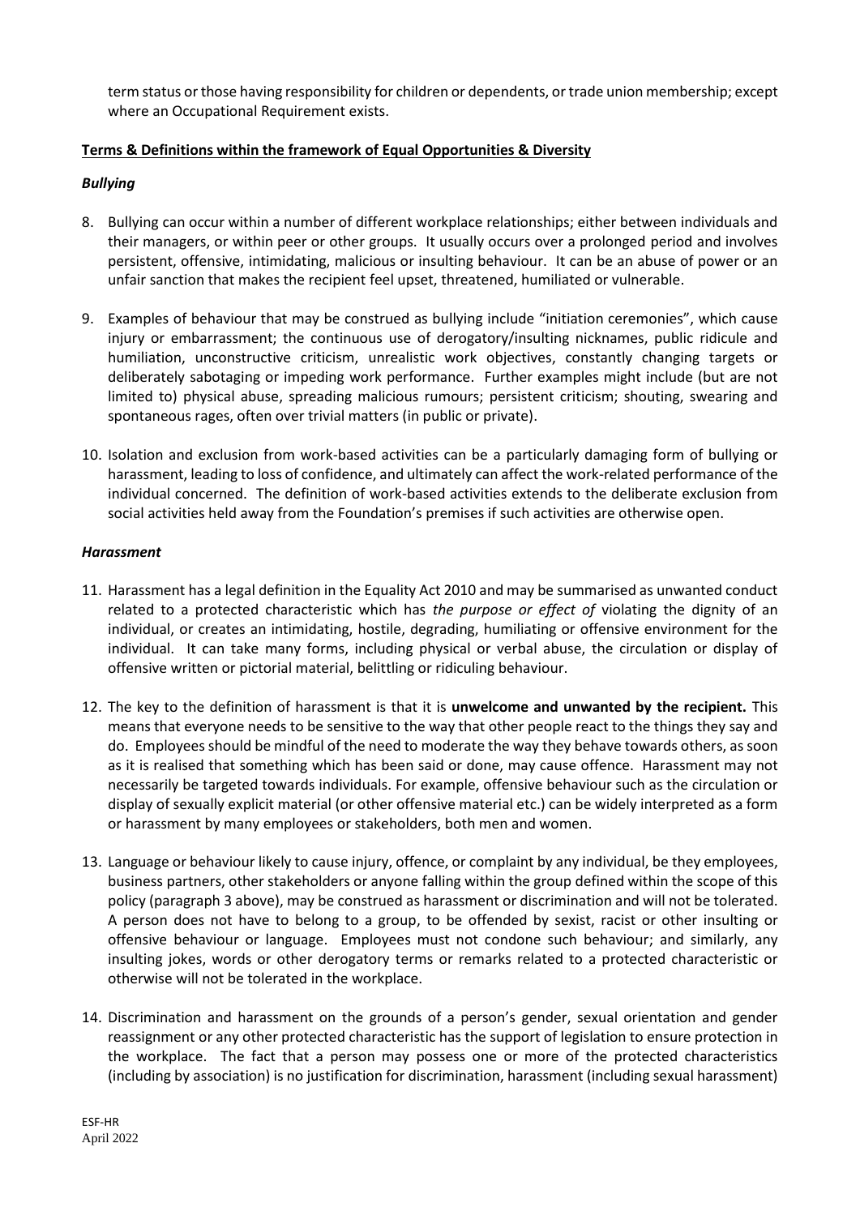term status or those having responsibility for children or dependents, or trade union membership; except where an Occupational Requirement exists.

**Terms & Definitions within the framework of Equal Opportunities & Diversity**

***Bullying***

8. Bullying can occur within a number of different workplace relationships; either between individuals and their managers, or within peer or other groups. It usually occurs over a prolonged period and involves persistent, offensive, intimidating, malicious or insulting behaviour. It can be an abuse of power or an unfair sanction that makes the recipient feel upset, threatened, humiliated or vulnerable.

9. Examples of behaviour that may be construed as bullying include "initiation ceremonies", which cause injury or embarrassment; the continuous use of derogatory/insulting nicknames, public ridicule and humiliation, unconstructive criticism, unrealistic work objectives, constantly changing targets or deliberately sabotaging or impeding work performance. Further examples might include (but are not limited to) physical abuse, spreading malicious rumours; persistent criticism; shouting, swearing and spontaneous rages, often over trivial matters (in public or private).

10. Isolation and exclusion from work-based activities can be a particularly damaging form of bullying or harassment, leading to loss of confidence, and ultimately can affect the work-related performance of the individual concerned. The definition of work-based activities extends to the deliberate exclusion from social activities held away from the Foundation's premises if such activities are otherwise open.

***Harassment***

11. Harassment has a legal definition in the Equality Act 2010 and may be summarised as unwanted conduct related to a protected characteristic which has *the purpose or effect of* violating the dignity of an individual, or creates an intimidating, hostile, degrading, humiliating or offensive environment for the individual. It can take many forms, including physical or verbal abuse, the circulation or display of offensive written or pictorial material, belittling or ridiculing behaviour.

12. The key to the definition of harassment is that it is **unwelcome and unwanted by the recipient.** This means that everyone needs to be sensitive to the way that other people react to the things they say and do. Employees should be mindful of the need to moderate the way they behave towards others, as soon as it is realised that something which has been said or done, may cause offence. Harassment may not necessarily be targeted towards individuals. For example, offensive behaviour such as the circulation or display of sexually explicit material (or other offensive material etc.) can be widely interpreted as a form or harassment by many employees or stakeholders, both men and women.

13. Language or behaviour likely to cause injury, offence, or complaint by any individual, be they employees, business partners, other stakeholders or anyone falling within the group defined within the scope of this policy (paragraph 3 above), may be construed as harassment or discrimination and will not be tolerated. A person does not have to belong to a group, to be offended by sexist, racist or other insulting or offensive behaviour or language. Employees must not condone such behaviour; and similarly, any insulting jokes, words or other derogatory terms or remarks related to a protected characteristic or otherwise will not be tolerated in the workplace.

14. Discrimination and harassment on the grounds of a person's gender, sexual orientation and gender reassignment or any other protected characteristic has the support of legislation to ensure protection in the workplace. The fact that a person may possess one or more of the protected characteristics (including by association) is no justification for discrimination, harassment (including sexual harassment)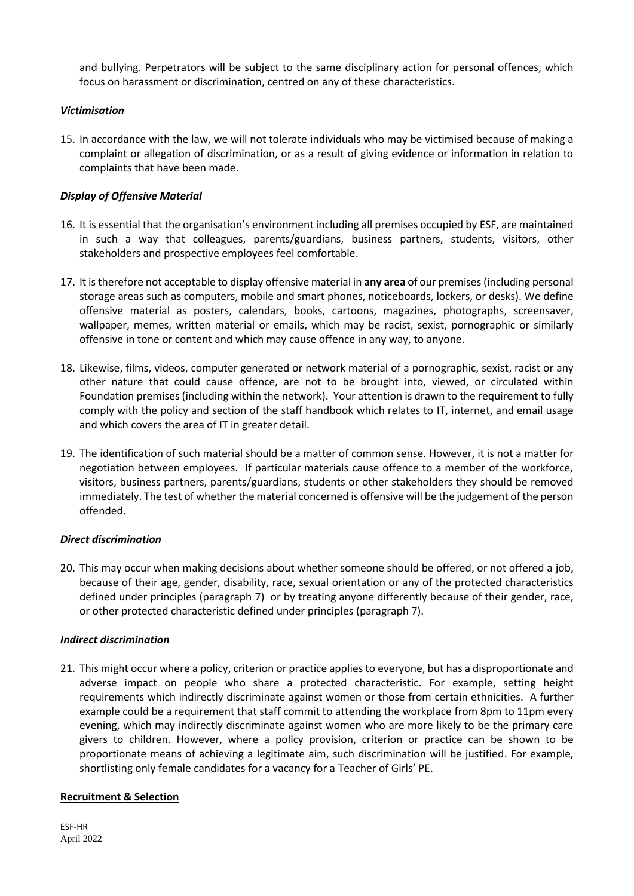and bullying. Perpetrators will be subject to the same disciplinary action for personal offences, which focus on harassment or discrimination, centred on any of these characteristics.

### *Victimisation*

15. In accordance with the law, we will not tolerate individuals who may be victimised because of making a complaint or allegation of discrimination, or as a result of giving evidence or information in relation to complaints that have been made.

### *Display of Offensive Material*

16. It is essential that the organisation's environment including all premises occupied by ESF, are maintained in such a way that colleagues, parents/guardians, business partners, students, visitors, other stakeholders and prospective employees feel comfortable.

17. It is therefore not acceptable to display offensive material in **any area** of our premises (including personal storage areas such as computers, mobile and smart phones, noticeboards, lockers, or desks). We define offensive material as posters, calendars, books, cartoons, magazines, photographs, screensaver, wallpaper, memes, written material or emails, which may be racist, sexist, pornographic or similarly offensive in tone or content and which may cause offence in any way, to anyone.

18. Likewise, films, videos, computer generated or network material of a pornographic, sexist, racist or any other nature that could cause offence, are not to be brought into, viewed, or circulated within Foundation premises (including within the network). Your attention is drawn to the requirement to fully comply with the policy and section of the staff handbook which relates to IT, internet, and email usage and which covers the area of IT in greater detail.

19. The identification of such material should be a matter of common sense. However, it is not a matter for negotiation between employees. If particular materials cause offence to a member of the workforce, visitors, business partners, parents/guardians, students or other stakeholders they should be removed immediately. The test of whether the material concerned is offensive will be the judgement of the person offended.

### *Direct discrimination*

20. This may occur when making decisions about whether someone should be offered, or not offered a job, because of their age, gender, disability, race, sexual orientation or any of the protected characteristics defined under principles (paragraph 7) or by treating anyone differently because of their gender, race, or other protected characteristic defined under principles (paragraph 7).

### *Indirect discrimination*

21. This might occur where a policy, criterion or practice applies to everyone, but has a disproportionate and adverse impact on people who share a protected characteristic. For example, setting height requirements which indirectly discriminate against women or those from certain ethnicities. A further example could be a requirement that staff commit to attending the workplace from 8pm to 11pm every evening, which may indirectly discriminate against women who are more likely to be the primary care givers to children. However, where a policy provision, criterion or practice can be shown to be proportionate means of achieving a legitimate aim, such discrimination will be justified. For example, shortlisting only female candidates for a vacancy for a Teacher of Girls' PE.

## Recruitment & Selection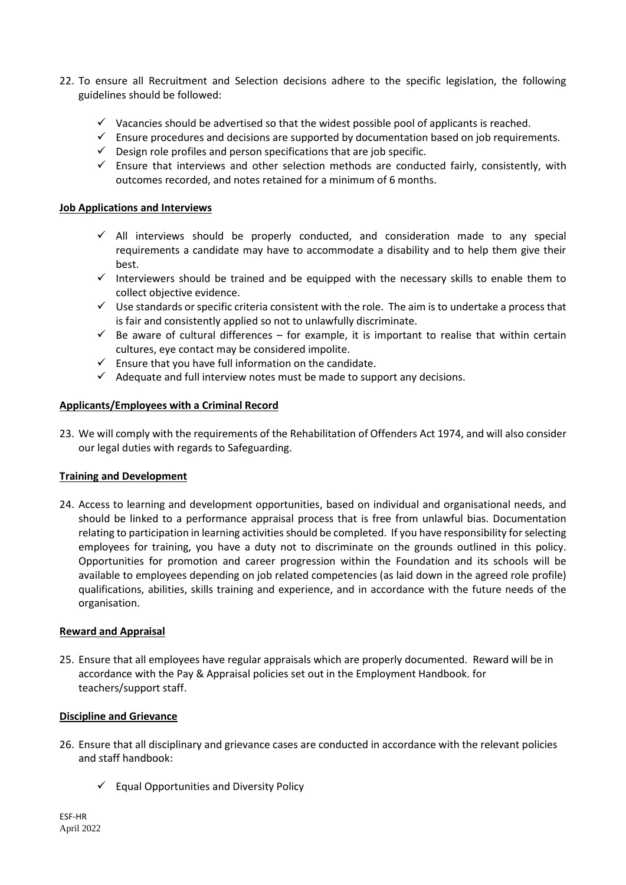22. To ensure all Recruitment and Selection decisions adhere to the specific legislation, the following guidelines should be followed:

    - ✓ Vacancies should be advertised so that the widest possible pool of applicants is reached.
    - ✓ Ensure procedures and decisions are supported by documentation based on job requirements.
    - ✓ Design role profiles and person specifications that are job specific.
    - ✓ Ensure that interviews and other selection methods are conducted fairly, consistently, with outcomes recorded, and notes retained for a minimum of 6 months.

**Job Applications and Interviews**

- ✓ All interviews should be properly conducted, and consideration made to any special requirements a candidate may have to accommodate a disability and to help them give their best.
- ✓ Interviewers should be trained and be equipped with the necessary skills to enable them to collect objective evidence.
- ✓ Use standards or specific criteria consistent with the role. The aim is to undertake a process that is fair and consistently applied so not to unlawfully discriminate.
- ✓ Be aware of cultural differences – for example, it is important to realise that within certain cultures, eye contact may be considered impolite.
- ✓ Ensure that you have full information on the candidate.
- ✓ Adequate and full interview notes must be made to support any decisions.

**Applicants/Employees with a Criminal Record**

23. We will comply with the requirements of the Rehabilitation of Offenders Act 1974, and will also consider our legal duties with regards to Safeguarding.

**Training and Development**

24. Access to learning and development opportunities, based on individual and organisational needs, and should be linked to a performance appraisal process that is free from unlawful bias. Documentation relating to participation in learning activities should be completed. If you have responsibility for selecting employees for training, you have a duty not to discriminate on the grounds outlined in this policy. Opportunities for promotion and career progression within the Foundation and its schools will be available to employees depending on job related competencies (as laid down in the agreed role profile) qualifications, abilities, skills training and experience, and in accordance with the future needs of the organisation.

**Reward and Appraisal**

25. Ensure that all employees have regular appraisals which are properly documented. Reward will be in accordance with the Pay & Appraisal policies set out in the Employment Handbook. for teachers/support staff.

**Discipline and Grievance**

26. Ensure that all disciplinary and grievance cases are conducted in accordance with the relevant policies and staff handbook:

    - ✓ Equal Opportunities and Diversity Policy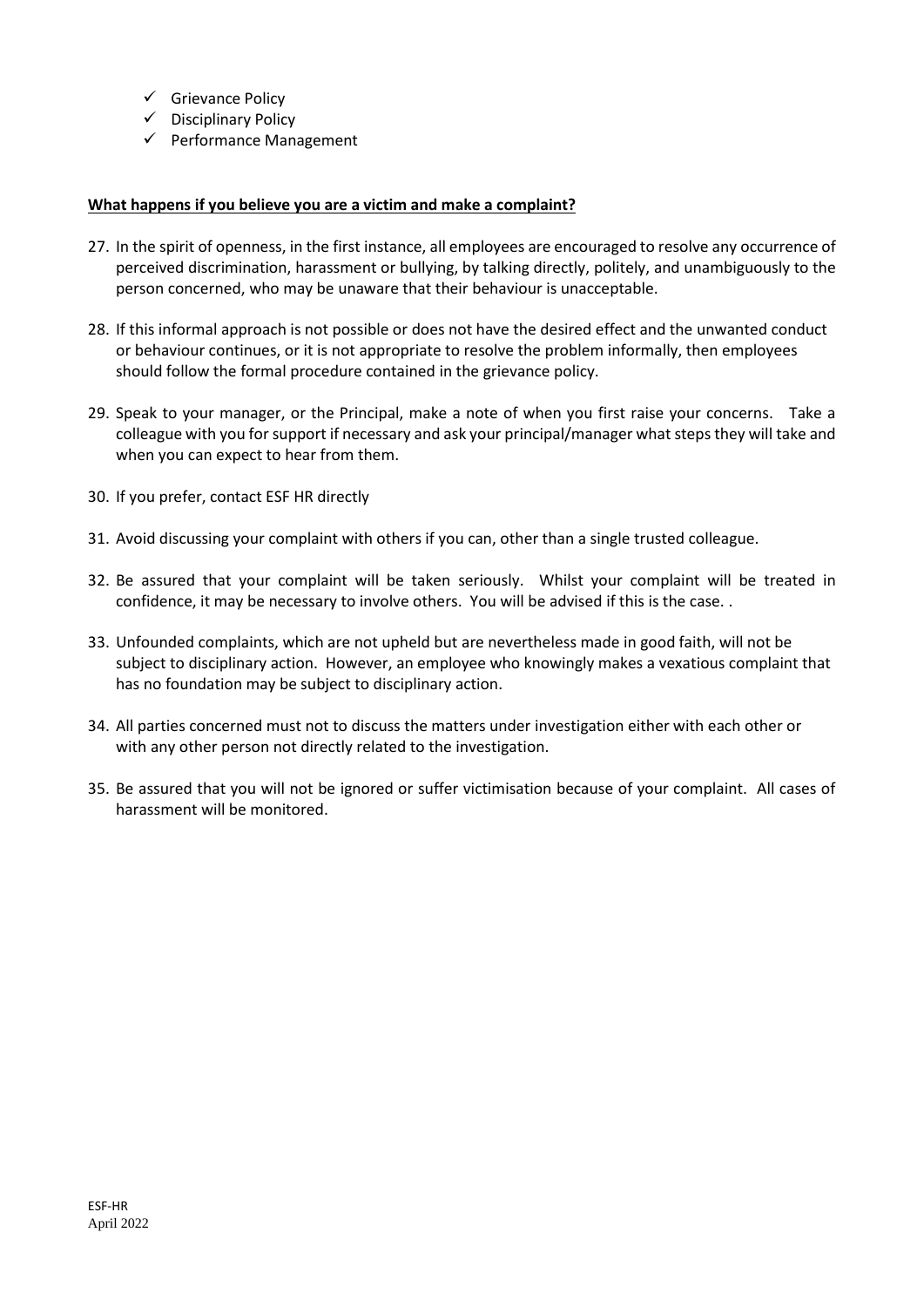- ✓ Grievance Policy
- ✓ Disciplinary Policy
- ✓ Performance Management

**<u>What happens if you believe you are a victim and make a complaint?</u>**

27. In the spirit of openness, in the first instance, all employees are encouraged to resolve any occurrence of perceived discrimination, harassment or bullying, by talking directly, politely, and unambiguously to the person concerned, who may be unaware that their behaviour is unacceptable.

28. If this informal approach is not possible or does not have the desired effect and the unwanted conduct or behaviour continues, or it is not appropriate to resolve the problem informally, then employees should follow the formal procedure contained in the grievance policy.

29. Speak to your manager, or the Principal, make a note of when you first raise your concerns. Take a colleague with you for support if necessary and ask your principal/manager what steps they will take and when you can expect to hear from them.

30. If you prefer, contact ESF HR directly

31. Avoid discussing your complaint with others if you can, other than a single trusted colleague.

32. Be assured that your complaint will be taken seriously. Whilst your complaint will be treated in confidence, it may be necessary to involve others. You will be advised if this is the case. .

33. Unfounded complaints, which are not upheld but are nevertheless made in good faith, will not be subject to disciplinary action. However, an employee who knowingly makes a vexatious complaint that has no foundation may be subject to disciplinary action.

34. All parties concerned must not to discuss the matters under investigation either with each other or with any other person not directly related to the investigation.

35. Be assured that you will not be ignored or suffer victimisation because of your complaint. All cases of harassment will be monitored.

ESF-HR
April 2022